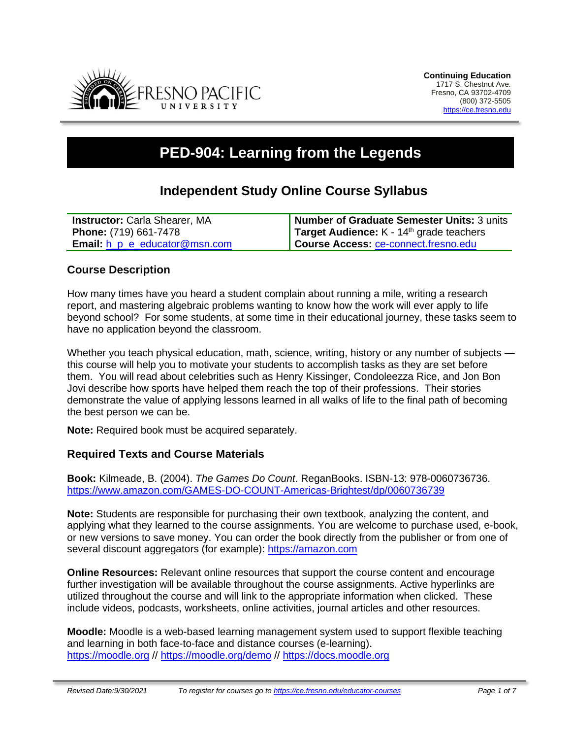**Continuing Education**
1717 S. Chestnut Ave.
Fresno, CA 93702-4709
(800) 372-5505
https://ce.fresno.edu

# PED-904: Learning from the Legends

## Independent Study Online Course Syllabus

| | |
|---|---|
| **Instructor:** Carla Shearer, MA | **Number of Graduate Semester Units:** 3 units |
| **Phone:** (719) 661-7478 | **Target Audience:** K - 14th grade teachers |
| **Email:** h_p_e_educator@msn.com | **Course Access:** ce-connect.fresno.edu |

### Course Description

How many times have you heard a student complain about running a mile, writing a research report, and mastering algebraic problems wanting to know how the work will ever apply to life beyond school? For some students, at some time in their educational journey, these tasks seem to have no application beyond the classroom.

Whether you teach physical education, math, science, writing, history or any number of subjects — this course will help you to motivate your students to accomplish tasks as they are set before them. You will read about celebrities such as Henry Kissinger, Condoleezza Rice, and Jon Bon Jovi describe how sports have helped them reach the top of their professions. Their stories demonstrate the value of applying lessons learned in all walks of life to the final path of becoming the best person we can be.

**Note:** Required book must be acquired separately.

### Required Texts and Course Materials

**Book:** Kilmeade, B. (2004). *The Games Do Count*. ReganBooks. ISBN-13: 978-0060736736. https://www.amazon.com/GAMES-DO-COUNT-Americas-Brightest/dp/0060736739

**Note:** Students are responsible for purchasing their own textbook, analyzing the content, and applying what they learned to the course assignments. You are welcome to purchase used, e-book, or new versions to save money. You can order the book directly from the publisher or from one of several discount aggregators (for example): https://amazon.com

**Online Resources:** Relevant online resources that support the course content and encourage further investigation will be available throughout the course assignments. Active hyperlinks are utilized throughout the course and will link to the appropriate information when clicked. These include videos, podcasts, worksheets, online activities, journal articles and other resources.

**Moodle:** Moodle is a web-based learning management system used to support flexible teaching and learning in both face-to-face and distance courses (e-learning). https://moodle.org // https://moodle.org/demo // https://docs.moodle.org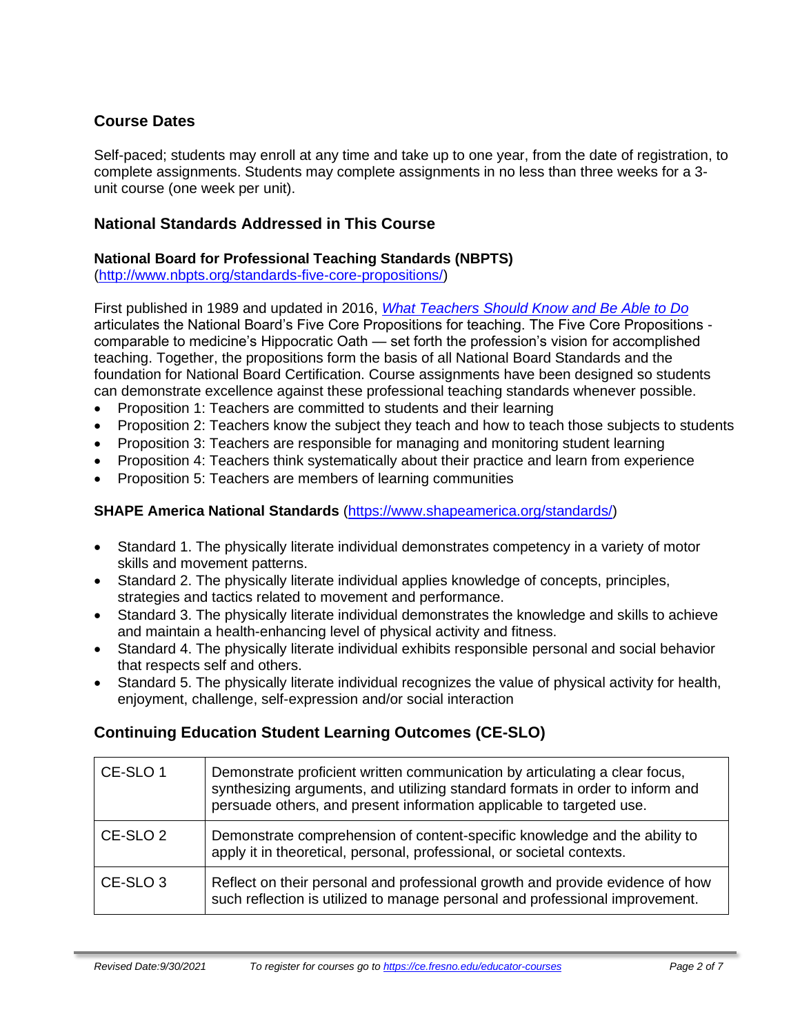## Course Dates

Self-paced; students may enroll at any time and take up to one year, from the date of registration, to complete assignments. Students may complete assignments in no less than three weeks for a 3-unit course (one week per unit).

## National Standards Addressed in This Course

### National Board for Professional Teaching Standards (NBPTS)

([http://www.nbpts.org/standards-five-core-propositions/](http://www.nbpts.org/standards-five-core-propositions/))

First published in 1989 and updated in 2016, *[What Teachers Should Know and Be Able to Do](#)* articulates the National Board's Five Core Propositions for teaching. The Five Core Propositions - comparable to medicine's Hippocratic Oath — set forth the profession's vision for accomplished teaching. Together, the propositions form the basis of all National Board Standards and the foundation for National Board Certification. Course assignments have been designed so students can demonstrate excellence against these professional teaching standards whenever possible.

- Proposition 1: Teachers are committed to students and their learning
- Proposition 2: Teachers know the subject they teach and how to teach those subjects to students
- Proposition 3: Teachers are responsible for managing and monitoring student learning
- Proposition 4: Teachers think systematically about their practice and learn from experience
- Proposition 5: Teachers are members of learning communities

### SHAPE America National Standards ([https://www.shapeamerica.org/standards/](https://www.shapeamerica.org/standards/))

- Standard 1. The physically literate individual demonstrates competency in a variety of motor skills and movement patterns.
- Standard 2. The physically literate individual applies knowledge of concepts, principles, strategies and tactics related to movement and performance.
- Standard 3. The physically literate individual demonstrates the knowledge and skills to achieve and maintain a health-enhancing level of physical activity and fitness.
- Standard 4. The physically literate individual exhibits responsible personal and social behavior that respects self and others.
- Standard 5. The physically literate individual recognizes the value of physical activity for health, enjoyment, challenge, self-expression and/or social interaction

## Continuing Education Student Learning Outcomes (CE-SLO)

| | |
|---|---|
| CE-SLO 1 | Demonstrate proficient written communication by articulating a clear focus, synthesizing arguments, and utilizing standard formats in order to inform and persuade others, and present information applicable to targeted use. |
| CE-SLO 2 | Demonstrate comprehension of content-specific knowledge and the ability to apply it in theoretical, personal, professional, or societal contexts. |
| CE-SLO 3 | Reflect on their personal and professional growth and provide evidence of how such reflection is utilized to manage personal and professional improvement. |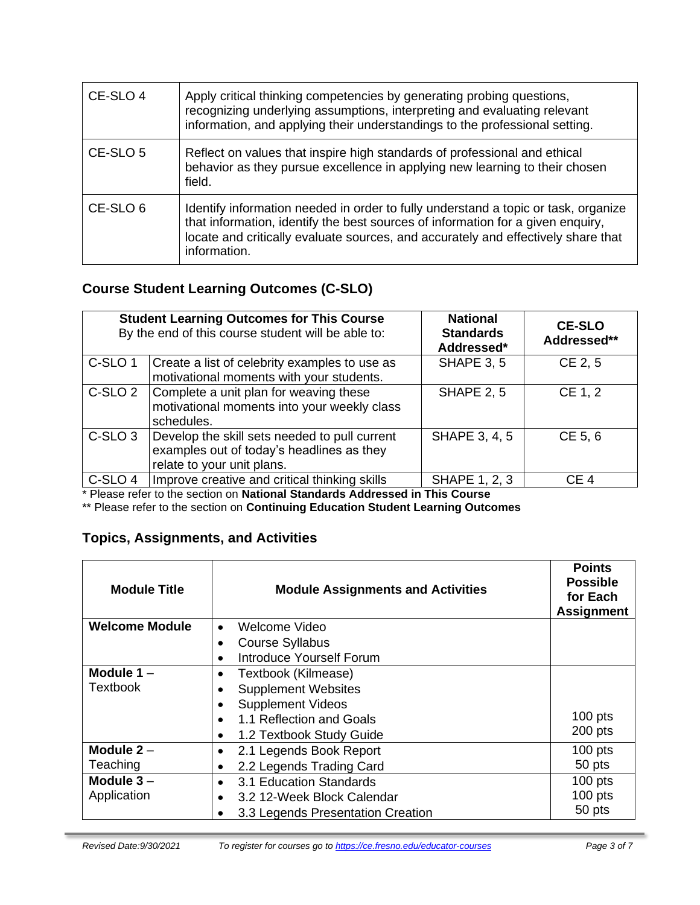| CE-SLO 4 | Apply critical thinking competencies by generating probing questions, recognizing underlying assumptions, interpreting and evaluating relevant information, and applying their understandings to the professional setting. |
|---|---|
| CE-SLO 5 | Reflect on values that inspire high standards of professional and ethical behavior as they pursue excellence in applying new learning to their chosen field. |
| CE-SLO 6 | Identify information needed in order to fully understand a topic or task, organize that information, identify the best sources of information for a given enquiry, locate and critically evaluate sources, and accurately and effectively share that information. |

## Course Student Learning Outcomes (C-SLO)

| **Student Learning Outcomes for This Course** By the end of this course student will be able to: | | **National Standards Addressed*** | **CE-SLO Addressed**** |
|---|---|---|---|
| C-SLO 1 | Create a list of celebrity examples to use as motivational moments with your students. | SHAPE 3, 5 | CE 2, 5 |
| C-SLO 2 | Complete a unit plan for weaving these motivational moments into your weekly class schedules. | SHAPE 2, 5 | CE 1, 2 |
| C-SLO 3 | Develop the skill sets needed to pull current examples out of today's headlines as they relate to your unit plans. | SHAPE 3, 4, 5 | CE 5, 6 |
| C-SLO 4 | Improve creative and critical thinking skills | SHAPE 1, 2, 3 | CE 4 |

\* Please refer to the section on **National Standards Addressed in This Course**

\*\* Please refer to the section on **Continuing Education Student Learning Outcomes**

## Topics, Assignments, and Activities

| Module Title | Module Assignments and Activities | Points Possible for Each Assignment |
|---|---|---|
| **Welcome Module** | • Welcome Video<br>• Course Syllabus<br>• Introduce Yourself Forum | |
| **Module 1** – Textbook | • Textbook (Kilmease)<br>• Supplement Websites<br>• Supplement Videos<br>• 1.1 Reflection and Goals<br>• 1.2 Textbook Study Guide | <br><br><br>100 pts<br>200 pts |
| **Module 2** – Teaching | • 2.1 Legends Book Report<br>• 2.2 Legends Trading Card | 100 pts<br>50 pts |
| **Module 3** – Application | • 3.1 Education Standards<br>• 3.2 12-Week Block Calendar<br>• 3.3 Legends Presentation Creation | 100 pts<br>100 pts<br>50 pts |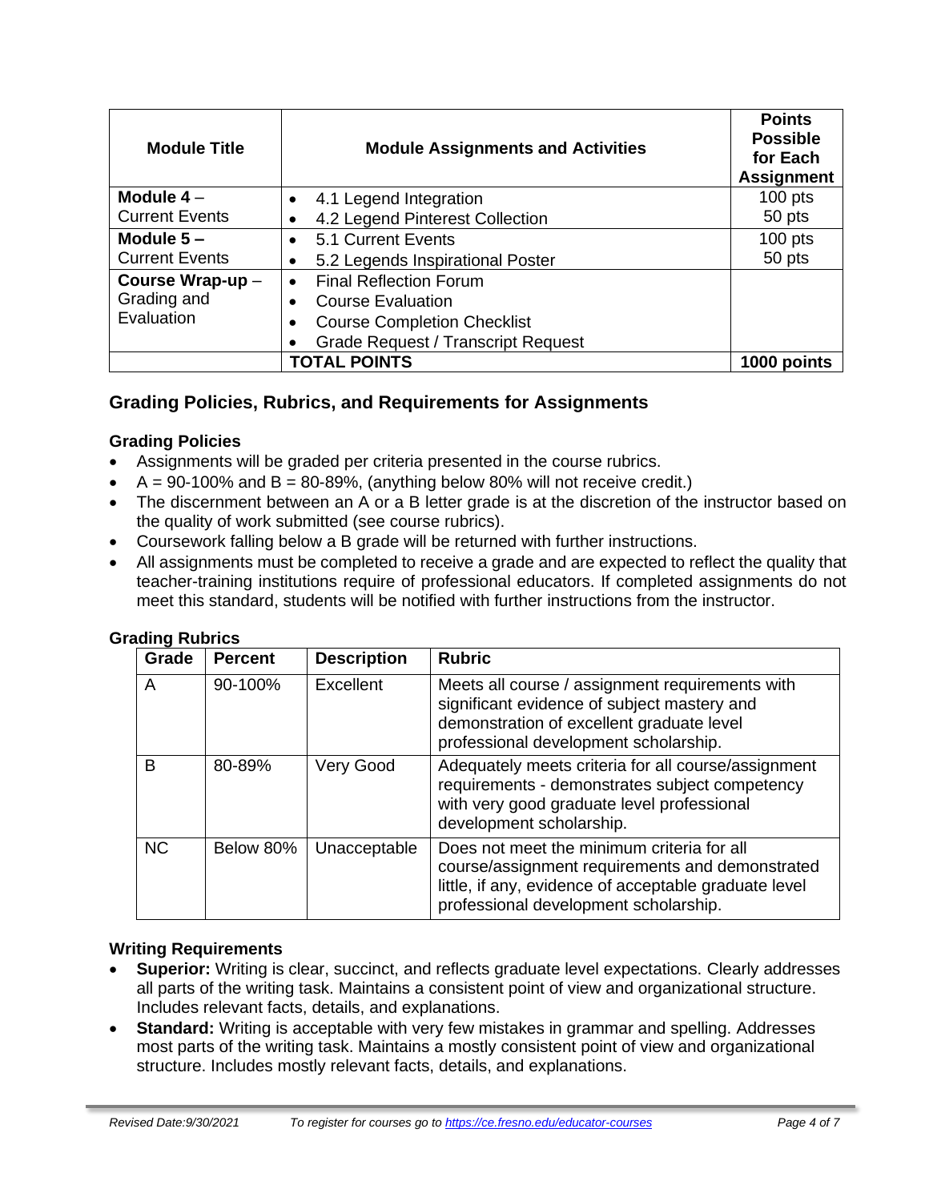| Module Title | Module Assignments and Activities | Points Possible for Each Assignment |
|---|---|---|
| **Module 4** – Current Events | • 4.1 Legend Integration<br>• 4.2 Legend Pinterest Collection | 100 pts<br>50 pts |
| **Module 5 –** Current Events | • 5.1 Current Events<br>• 5.2 Legends Inspirational Poster | 100 pts<br>50 pts |
| **Course Wrap-up** – Grading and Evaluation | • Final Reflection Forum<br>• Course Evaluation<br>• Course Completion Checklist<br>• Grade Request / Transcript Request | |
| | **TOTAL POINTS** | **1000 points** |

## Grading Policies, Rubrics, and Requirements for Assignments

### Grading Policies

- Assignments will be graded per criteria presented in the course rubrics.
- A = 90-100% and B = 80-89%, (anything below 80% will not receive credit.)
- The discernment between an A or a B letter grade is at the discretion of the instructor based on the quality of work submitted (see course rubrics).
- Coursework falling below a B grade will be returned with further instructions.
- All assignments must be completed to receive a grade and are expected to reflect the quality that teacher-training institutions require of professional educators. If completed assignments do not meet this standard, students will be notified with further instructions from the instructor.

### Grading Rubrics

| Grade | Percent | Description | Rubric |
|---|---|---|---|
| A | 90-100% | Excellent | Meets all course / assignment requirements with significant evidence of subject mastery and demonstration of excellent graduate level professional development scholarship. |
| B | 80-89% | Very Good | Adequately meets criteria for all course/assignment requirements - demonstrates subject competency with very good graduate level professional development scholarship. |
| NC | Below 80% | Unacceptable | Does not meet the minimum criteria for all course/assignment requirements and demonstrated little, if any, evidence of acceptable graduate level professional development scholarship. |

### Writing Requirements

- **Superior:** Writing is clear, succinct, and reflects graduate level expectations. Clearly addresses all parts of the writing task. Maintains a consistent point of view and organizational structure. Includes relevant facts, details, and explanations.
- **Standard:** Writing is acceptable with very few mistakes in grammar and spelling. Addresses most parts of the writing task. Maintains a mostly consistent point of view and organizational structure. Includes mostly relevant facts, details, and explanations.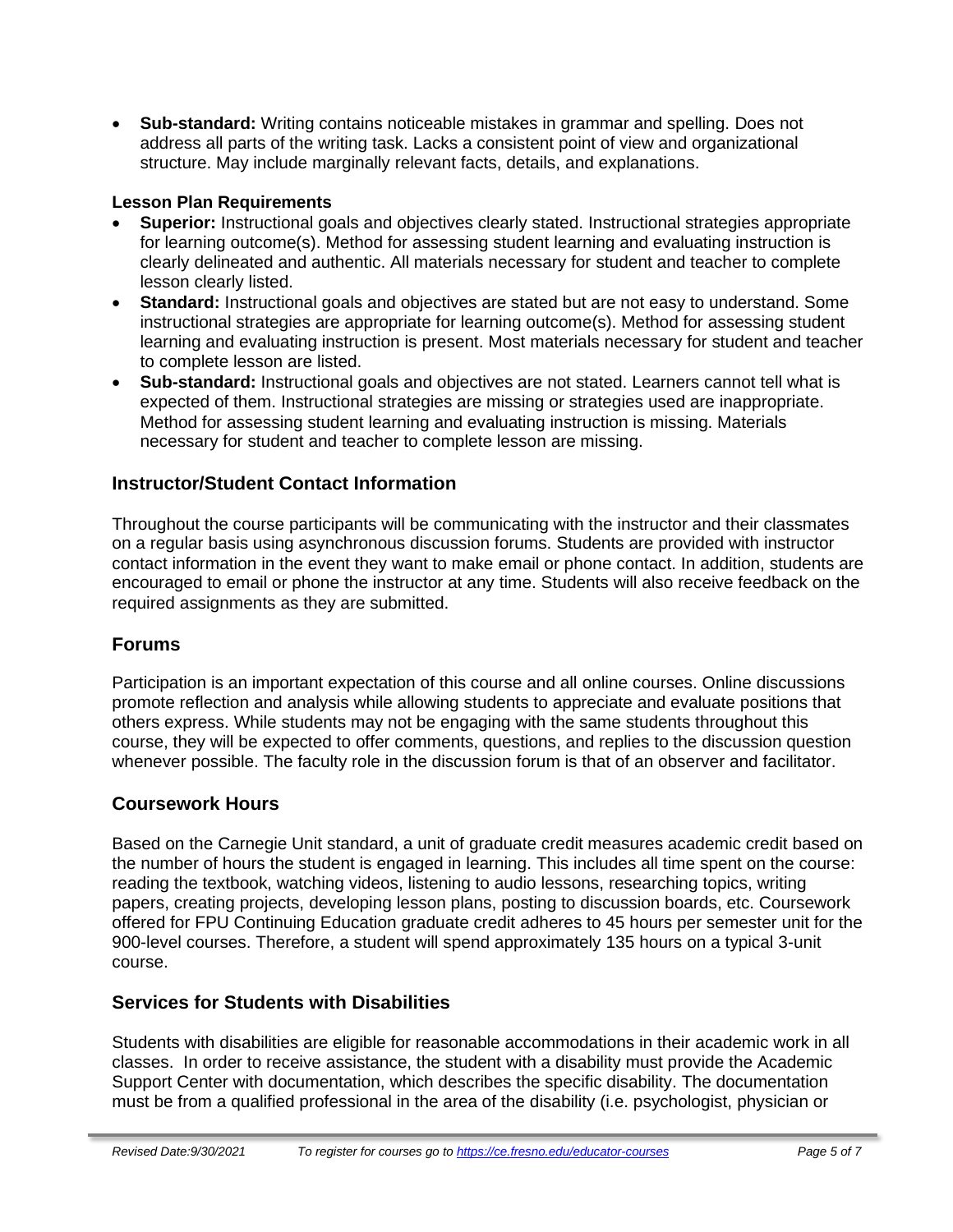- **Sub-standard:** Writing contains noticeable mistakes in grammar and spelling. Does not address all parts of the writing task. Lacks a consistent point of view and organizational structure. May include marginally relevant facts, details, and explanations.

**Lesson Plan Requirements**

- **Superior:** Instructional goals and objectives clearly stated. Instructional strategies appropriate for learning outcome(s). Method for assessing student learning and evaluating instruction is clearly delineated and authentic. All materials necessary for student and teacher to complete lesson clearly listed.
- **Standard:** Instructional goals and objectives are stated but are not easy to understand. Some instructional strategies are appropriate for learning outcome(s). Method for assessing student learning and evaluating instruction is present. Most materials necessary for student and teacher to complete lesson are listed.
- **Sub-standard:** Instructional goals and objectives are not stated. Learners cannot tell what is expected of them. Instructional strategies are missing or strategies used are inappropriate. Method for assessing student learning and evaluating instruction is missing. Materials necessary for student and teacher to complete lesson are missing.

## Instructor/Student Contact Information

Throughout the course participants will be communicating with the instructor and their classmates on a regular basis using asynchronous discussion forums. Students are provided with instructor contact information in the event they want to make email or phone contact. In addition, students are encouraged to email or phone the instructor at any time. Students will also receive feedback on the required assignments as they are submitted.

## Forums

Participation is an important expectation of this course and all online courses. Online discussions promote reflection and analysis while allowing students to appreciate and evaluate positions that others express. While students may not be engaging with the same students throughout this course, they will be expected to offer comments, questions, and replies to the discussion question whenever possible. The faculty role in the discussion forum is that of an observer and facilitator.

## Coursework Hours

Based on the Carnegie Unit standard, a unit of graduate credit measures academic credit based on the number of hours the student is engaged in learning. This includes all time spent on the course: reading the textbook, watching videos, listening to audio lessons, researching topics, writing papers, creating projects, developing lesson plans, posting to discussion boards, etc. Coursework offered for FPU Continuing Education graduate credit adheres to 45 hours per semester unit for the 900-level courses. Therefore, a student will spend approximately 135 hours on a typical 3-unit course.

## Services for Students with Disabilities

Students with disabilities are eligible for reasonable accommodations in their academic work in all classes. In order to receive assistance, the student with a disability must provide the Academic Support Center with documentation, which describes the specific disability. The documentation must be from a qualified professional in the area of the disability (i.e. psychologist, physician or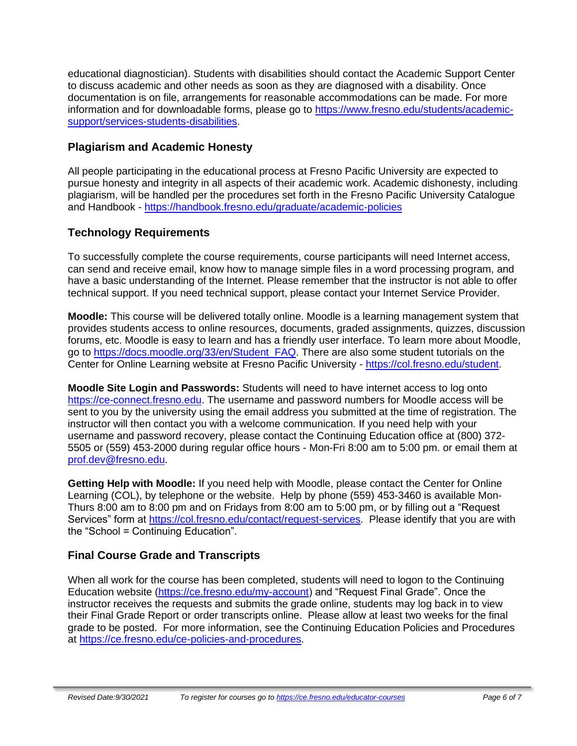educational diagnostician). Students with disabilities should contact the Academic Support Center to discuss academic and other needs as soon as they are diagnosed with a disability. Once documentation is on file, arrangements for reasonable accommodations can be made. For more information and for downloadable forms, please go to https://www.fresno.edu/students/academic-support/services-students-disabilities.

## Plagiarism and Academic Honesty

All people participating in the educational process at Fresno Pacific University are expected to pursue honesty and integrity in all aspects of their academic work. Academic dishonesty, including plagiarism, will be handled per the procedures set forth in the Fresno Pacific University Catalogue and Handbook - https://handbook.fresno.edu/graduate/academic-policies

## Technology Requirements

To successfully complete the course requirements, course participants will need Internet access, can send and receive email, know how to manage simple files in a word processing program, and have a basic understanding of the Internet. Please remember that the instructor is not able to offer technical support. If you need technical support, please contact your Internet Service Provider.

**Moodle:** This course will be delivered totally online. Moodle is a learning management system that provides students access to online resources, documents, graded assignments, quizzes, discussion forums, etc. Moodle is easy to learn and has a friendly user interface. To learn more about Moodle, go to https://docs.moodle.org/33/en/Student_FAQ. There are also some student tutorials on the Center for Online Learning website at Fresno Pacific University - https://col.fresno.edu/student.

**Moodle Site Login and Passwords:** Students will need to have internet access to log onto https://ce-connect.fresno.edu. The username and password numbers for Moodle access will be sent to you by the university using the email address you submitted at the time of registration. The instructor will then contact you with a welcome communication. If you need help with your username and password recovery, please contact the Continuing Education office at (800) 372-5505 or (559) 453-2000 during regular office hours - Mon-Fri 8:00 am to 5:00 pm. or email them at prof.dev@fresno.edu.

**Getting Help with Moodle:** If you need help with Moodle, please contact the Center for Online Learning (COL), by telephone or the website. Help by phone (559) 453-3460 is available Mon-Thurs 8:00 am to 8:00 pm and on Fridays from 8:00 am to 5:00 pm, or by filling out a "Request Services" form at https://col.fresno.edu/contact/request-services. Please identify that you are with the "School = Continuing Education".

## Final Course Grade and Transcripts

When all work for the course has been completed, students will need to logon to the Continuing Education website (https://ce.fresno.edu/my-account) and "Request Final Grade". Once the instructor receives the requests and submits the grade online, students may log back in to view their Final Grade Report or order transcripts online. Please allow at least two weeks for the final grade to be posted. For more information, see the Continuing Education Policies and Procedures at https://ce.fresno.edu/ce-policies-and-procedures.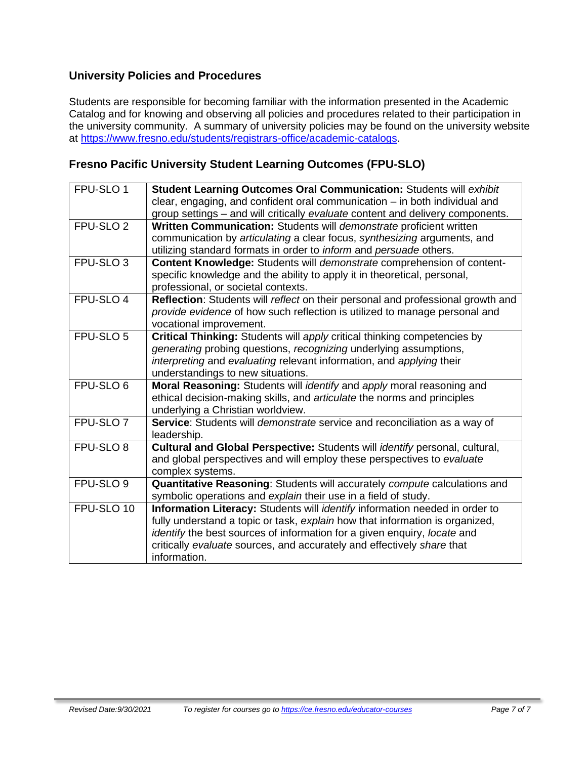## University Policies and Procedures

Students are responsible for becoming familiar with the information presented in the Academic Catalog and for knowing and observing all policies and procedures related to their participation in the university community. A summary of university policies may be found on the university website at https://www.fresno.edu/students/registrars-office/academic-catalogs.

## Fresno Pacific University Student Learning Outcomes (FPU-SLO)

| | |
|---|---|
| FPU-SLO 1 | **Student Learning Outcomes Oral Communication:** Students will *exhibit* clear, engaging, and confident oral communication – in both individual and group settings – and will critically *evaluate* content and delivery components. |
| FPU-SLO 2 | **Written Communication:** Students will *demonstrate* proficient written communication by *articulating* a clear focus, *synthesizing* arguments, and utilizing standard formats in order to *inform* and *persuade* others. |
| FPU-SLO 3 | **Content Knowledge:** Students will *demonstrate* comprehension of content-specific knowledge and the ability to apply it in theoretical, personal, professional, or societal contexts. |
| FPU-SLO 4 | **Reflection**: Students will *reflect* on their personal and professional growth and *provide evidence* of how such reflection is utilized to manage personal and vocational improvement. |
| FPU-SLO 5 | **Critical Thinking:** Students will *apply* critical thinking competencies by *generating* probing questions, *recognizing* underlying assumptions, *interpreting* and *evaluating* relevant information, and *applying* their understandings to new situations. |
| FPU-SLO 6 | **Moral Reasoning:** Students will *identify* and *apply* moral reasoning and ethical decision-making skills, and *articulate* the norms and principles underlying a Christian worldview. |
| FPU-SLO 7 | **Service**: Students will *demonstrate* service and reconciliation as a way of leadership. |
| FPU-SLO 8 | **Cultural and Global Perspective:** Students will *identify* personal, cultural, and global perspectives and will employ these perspectives to *evaluate* complex systems. |
| FPU-SLO 9 | **Quantitative Reasoning**: Students will accurately *compute* calculations and symbolic operations and *explain* their use in a field of study. |
| FPU-SLO 10 | **Information Literacy:** Students will *identify* information needed in order to fully understand a topic or task, *explain* how that information is organized, *identify* the best sources of information for a given enquiry, *locate* and critically *evaluate* sources, and accurately and effectively *share* that information. |